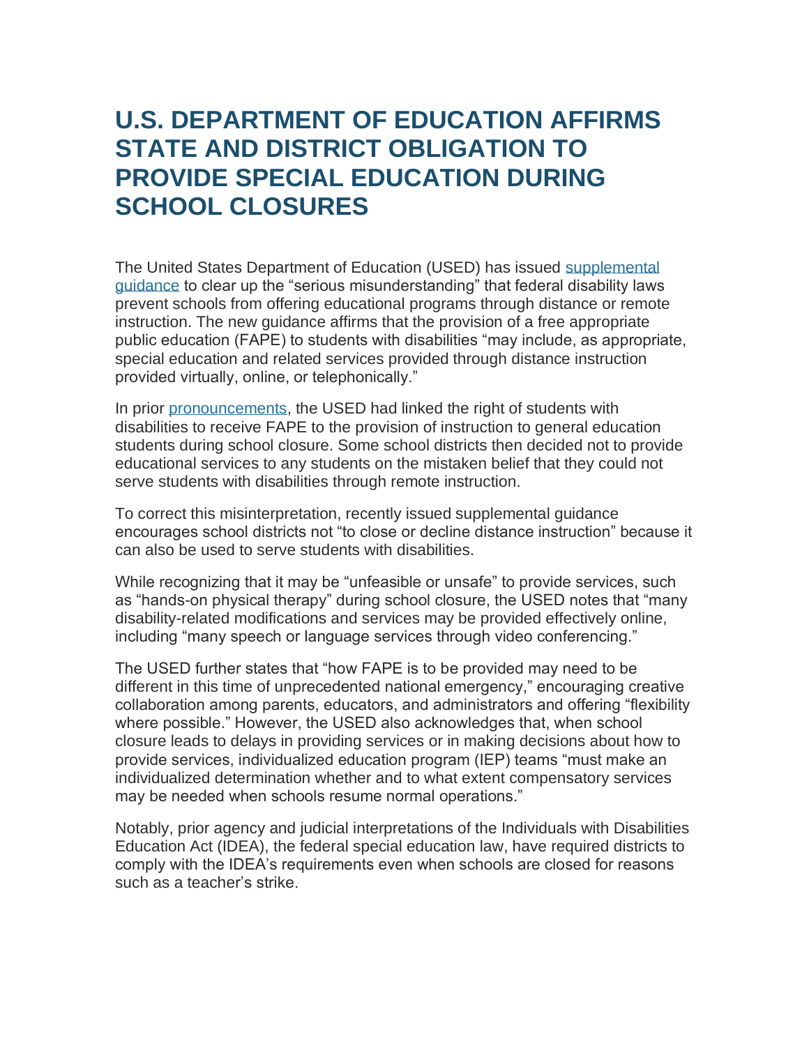# U.S. DEPARTMENT OF EDUCATION AFFIRMS STATE AND DISTRICT OBLIGATION TO PROVIDE SPECIAL EDUCATION DURING SCHOOL CLOSURES

The United States Department of Education (USED) has issued supplemental guidance to clear up the "serious misunderstanding" that federal disability laws prevent schools from offering educational programs through distance or remote instruction. The new guidance affirms that the provision of a free appropriate public education (FAPE) to students with disabilities "may include, as appropriate, special education and related services provided through distance instruction provided virtually, online, or telephonically."

In prior pronouncements, the USED had linked the right of students with disabilities to receive FAPE to the provision of instruction to general education students during school closure. Some school districts then decided not to provide educational services to any students on the mistaken belief that they could not serve students with disabilities through remote instruction.

To correct this misinterpretation, recently issued supplemental guidance encourages school districts not "to close or decline distance instruction" because it can also be used to serve students with disabilities.

While recognizing that it may be "unfeasible or unsafe" to provide services, such as "hands-on physical therapy" during school closure, the USED notes that "many disability-related modifications and services may be provided effectively online, including "many speech or language services through video conferencing."

The USED further states that "how FAPE is to be provided may need to be different in this time of unprecedented national emergency," encouraging creative collaboration among parents, educators, and administrators and offering "flexibility where possible." However, the USED also acknowledges that, when school closure leads to delays in providing services or in making decisions about how to provide services, individualized education program (IEP) teams "must make an individualized determination whether and to what extent compensatory services may be needed when schools resume normal operations."

Notably, prior agency and judicial interpretations of the Individuals with Disabilities Education Act (IDEA), the federal special education law, have required districts to comply with the IDEA's requirements even when schools are closed for reasons such as a teacher's strike.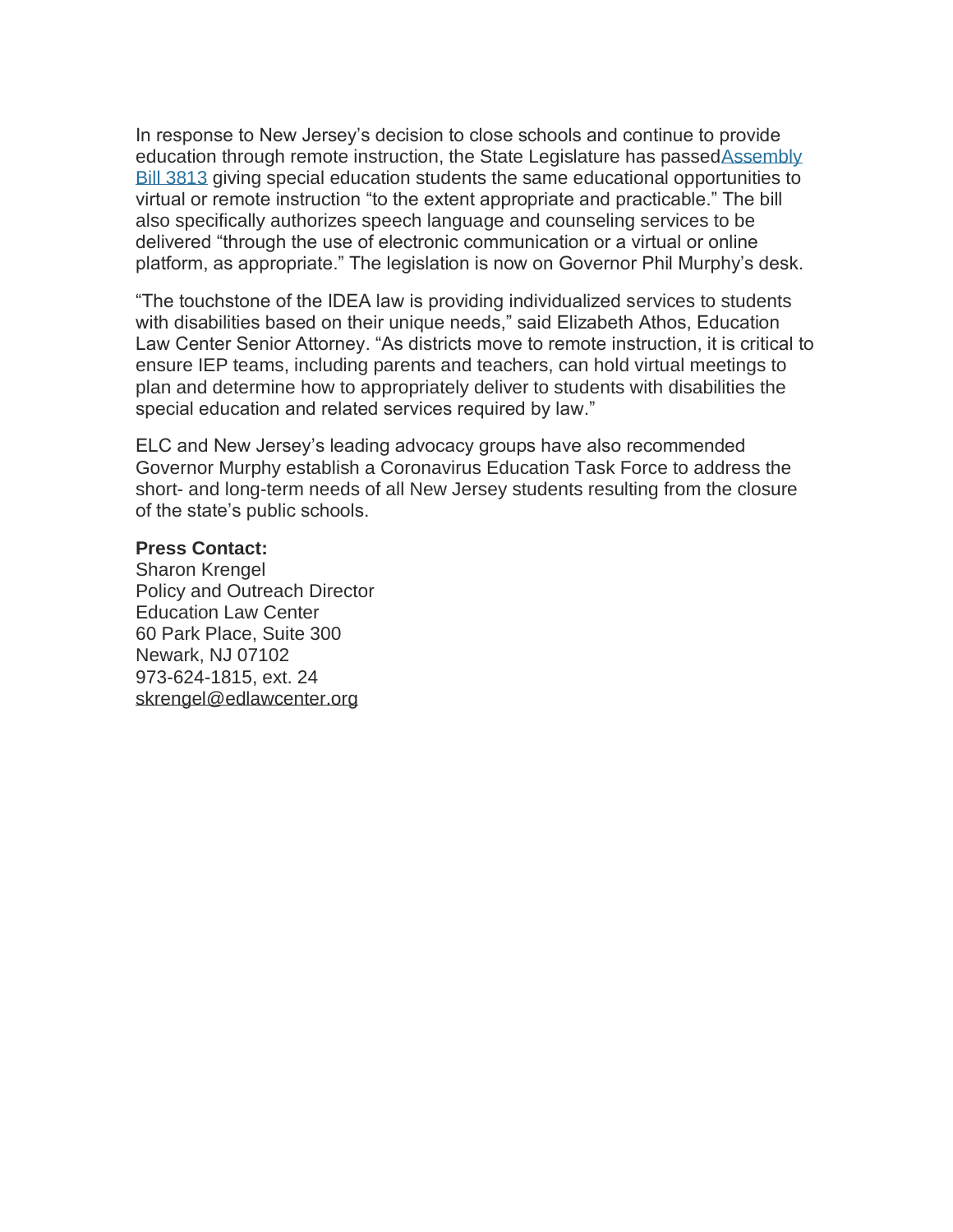In response to New Jersey's decision to close schools and continue to provide education through remote instruction, the State Legislature has passed [Assembly Bill 3813](#) giving special education students the same educational opportunities to virtual or remote instruction "to the extent appropriate and practicable." The bill also specifically authorizes speech language and counseling services to be delivered "through the use of electronic communication or a virtual or online platform, as appropriate." The legislation is now on Governor Phil Murphy's desk.

"The touchstone of the IDEA law is providing individualized services to students with disabilities based on their unique needs," said Elizabeth Athos, Education Law Center Senior Attorney. "As districts move to remote instruction, it is critical to ensure IEP teams, including parents and teachers, can hold virtual meetings to plan and determine how to appropriately deliver to students with disabilities the special education and related services required by law."

ELC and New Jersey's leading advocacy groups have also recommended Governor Murphy establish a Coronavirus Education Task Force to address the short- and long-term needs of all New Jersey students resulting from the closure of the state's public schools.

**Press Contact:**
Sharon Krengel
Policy and Outreach Director
Education Law Center
60 Park Place, Suite 300
Newark, NJ 07102
973-624-1815, ext. 24
skrengel@edlawcenter.org